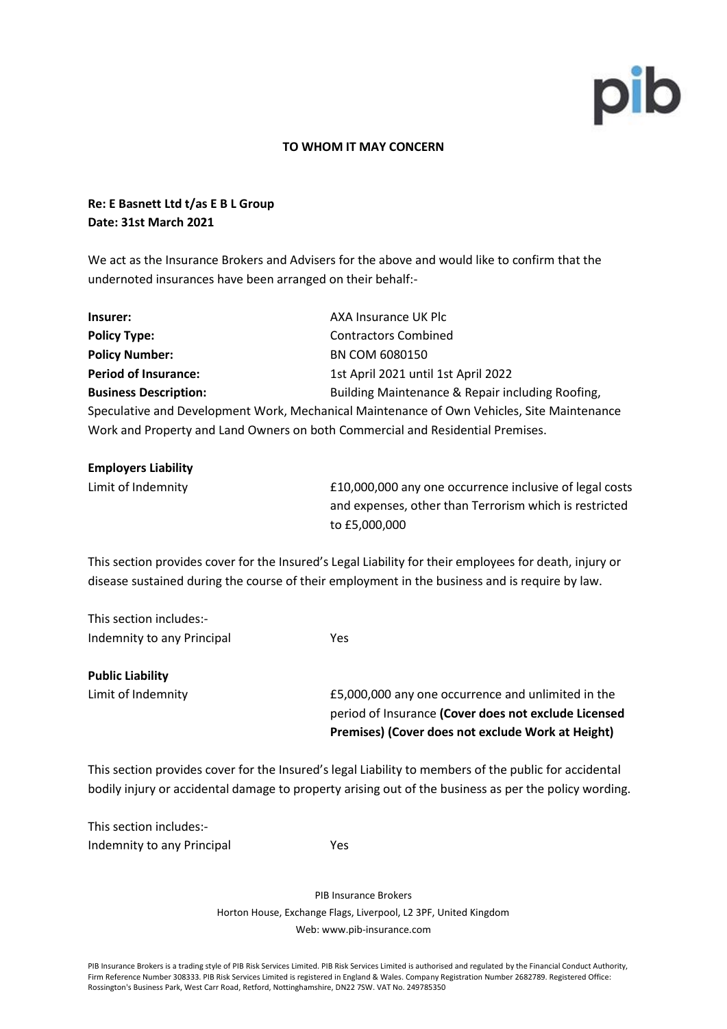**TO WHOM IT MAY CONCERN**

**Re: E Basnett Ltd t/as E B L Group**
**Date: 31st March 2021**

We act as the Insurance Brokers and Advisers for the above and would like to confirm that the undernoted insurances have been arranged on their behalf:-

**Insurer:** AXA Insurance UK Plc
**Policy Type:** Contractors Combined
**Policy Number:** BN COM 6080150
**Period of Insurance:** 1st April 2021 until 1st April 2022
**Business Description:** Building Maintenance & Repair including Roofing, Speculative and Development Work, Mechanical Maintenance of Own Vehicles, Site Maintenance Work and Property and Land Owners on both Commercial and Residential Premises.

**Employers Liability**

Limit of Indemnity: £10,000,000 any one occurrence inclusive of legal costs and expenses, other than Terrorism which is restricted to £5,000,000

This section provides cover for the Insured's Legal Liability for their employees for death, injury or disease sustained during the course of their employment in the business and is require by law.

This section includes:-
Indemnity to any Principal: Yes

**Public Liability**

Limit of Indemnity: £5,000,000 any one occurrence and unlimited in the period of Insurance **(Cover does not exclude Licensed Premises) (Cover does not exclude Work at Height)**

This section provides cover for the Insured's legal Liability to members of the public for accidental bodily injury or accidental damage to property arising out of the business as per the policy wording.

This section includes:-
Indemnity to any Principal: Yes

PIB Insurance Brokers
Horton House, Exchange Flags, Liverpool, L2 3PF, United Kingdom
Web: www.pib-insurance.com

PIB Insurance Brokers is a trading style of PIB Risk Services Limited. PIB Risk Services Limited is authorised and regulated by the Financial Conduct Authority, Firm Reference Number 308333. PIB Risk Services Limited is registered in England & Wales. Company Registration Number 2682789. Registered Office: Rossington's Business Park, West Carr Road, Retford, Nottinghamshire, DN22 7SW. VAT No. 249785350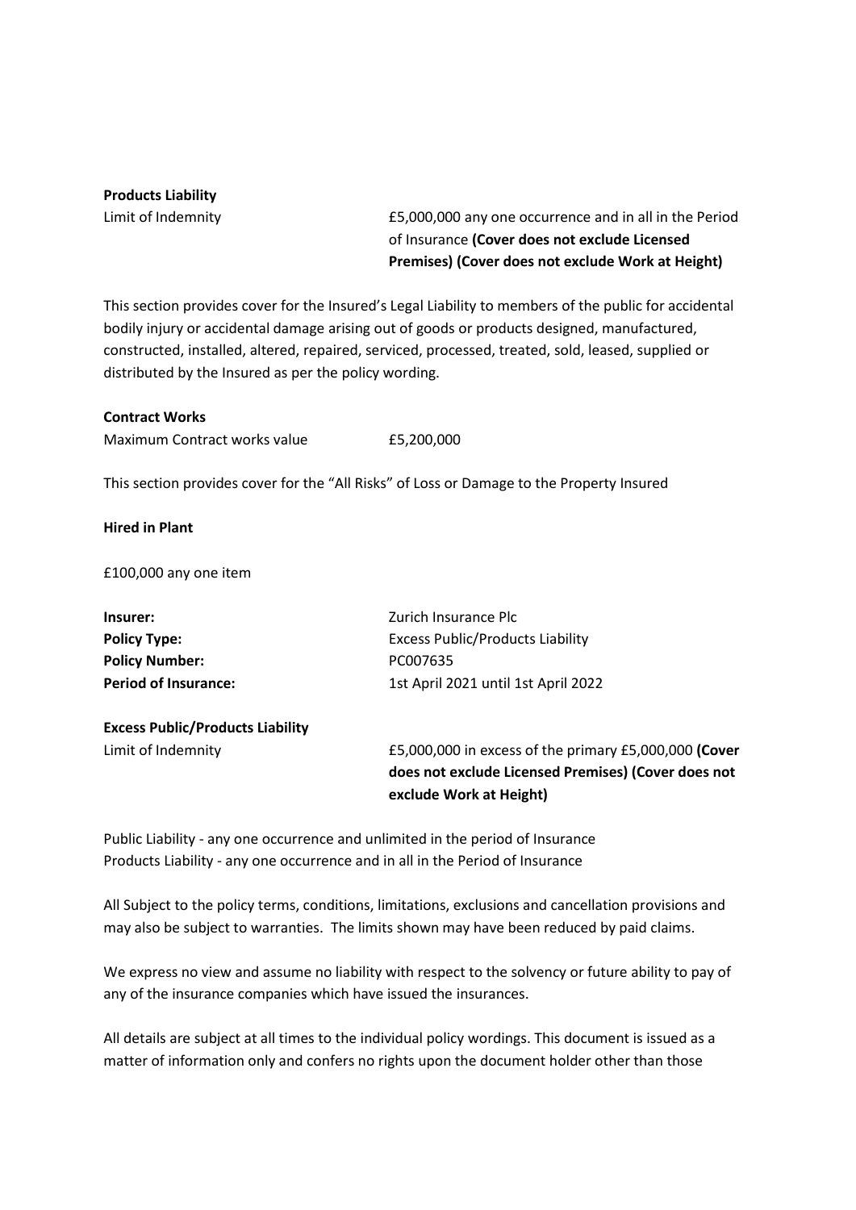**Products Liability**

| | |
|---|---|
| Limit of Indemnity | £5,000,000 any one occurrence and in all in the Period of Insurance **(Cover does not exclude Licensed Premises) (Cover does not exclude Work at Height)** |

This section provides cover for the Insured's Legal Liability to members of the public for accidental bodily injury or accidental damage arising out of goods or products designed, manufactured, constructed, installed, altered, repaired, serviced, processed, treated, sold, leased, supplied or distributed by the Insured as per the policy wording.

**Contract Works**

| | |
|---|---|
| Maximum Contract works value | £5,200,000 |

This section provides cover for the "All Risks" of Loss or Damage to the Property Insured

**Hired in Plant**

£100,000 any one item

| | |
|---|---|
| **Insurer:** | Zurich Insurance Plc |
| **Policy Type:** | Excess Public/Products Liability |
| **Policy Number:** | PC007635 |
| **Period of Insurance:** | 1st April 2021 until 1st April 2022 |

**Excess Public/Products Liability**

| | |
|---|---|
| Limit of Indemnity | £5,000,000 in excess of the primary £5,000,000 **(Cover does not exclude Licensed Premises) (Cover does not exclude Work at Height)** |

Public Liability - any one occurrence and unlimited in the period of Insurance
Products Liability - any one occurrence and in all in the Period of Insurance

All Subject to the policy terms, conditions, limitations, exclusions and cancellation provisions and may also be subject to warranties. The limits shown may have been reduced by paid claims.

We express no view and assume no liability with respect to the solvency or future ability to pay of any of the insurance companies which have issued the insurances.

All details are subject at all times to the individual policy wordings. This document is issued as a matter of information only and confers no rights upon the document holder other than those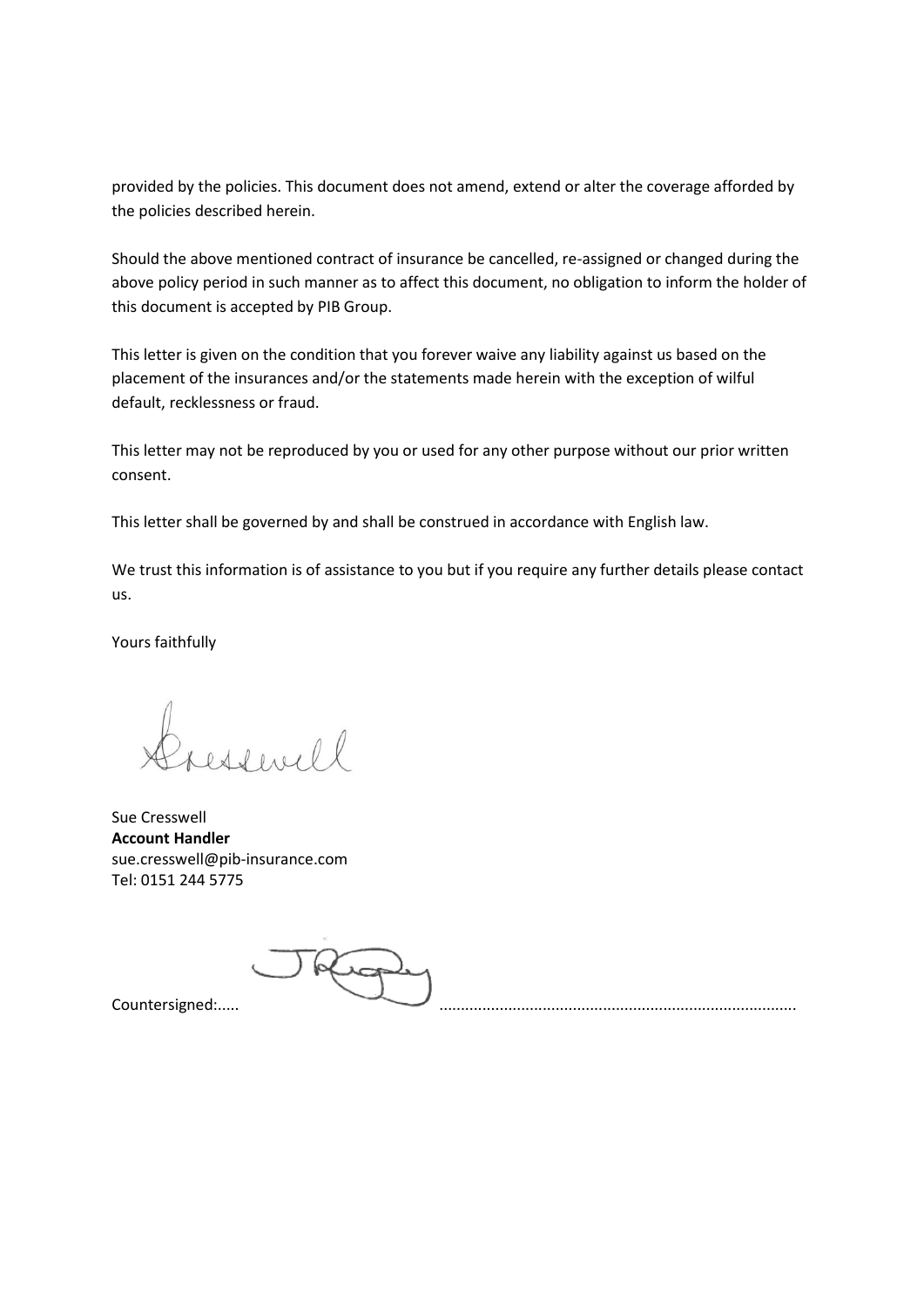provided by the policies. This document does not amend, extend or alter the coverage afforded by the policies described herein.

Should the above mentioned contract of insurance be cancelled, re-assigned or changed during the above policy period in such manner as to affect this document, no obligation to inform the holder of this document is accepted by PIB Group.

This letter is given on the condition that you forever waive any liability against us based on the placement of the insurances and/or the statements made herein with the exception of wilful default, recklessness or fraud.

This letter may not be reproduced by you or used for any other purpose without our prior written consent.

This letter shall be governed by and shall be construed in accordance with English law.

We trust this information is of assistance to you but if you require any further details please contact us.

Yours faithfully

Sue Cresswell
**Account Handler**
sue.cresswell@pib-insurance.com
Tel: 0151 244 5775

Countersigned:..... ..................................................................................